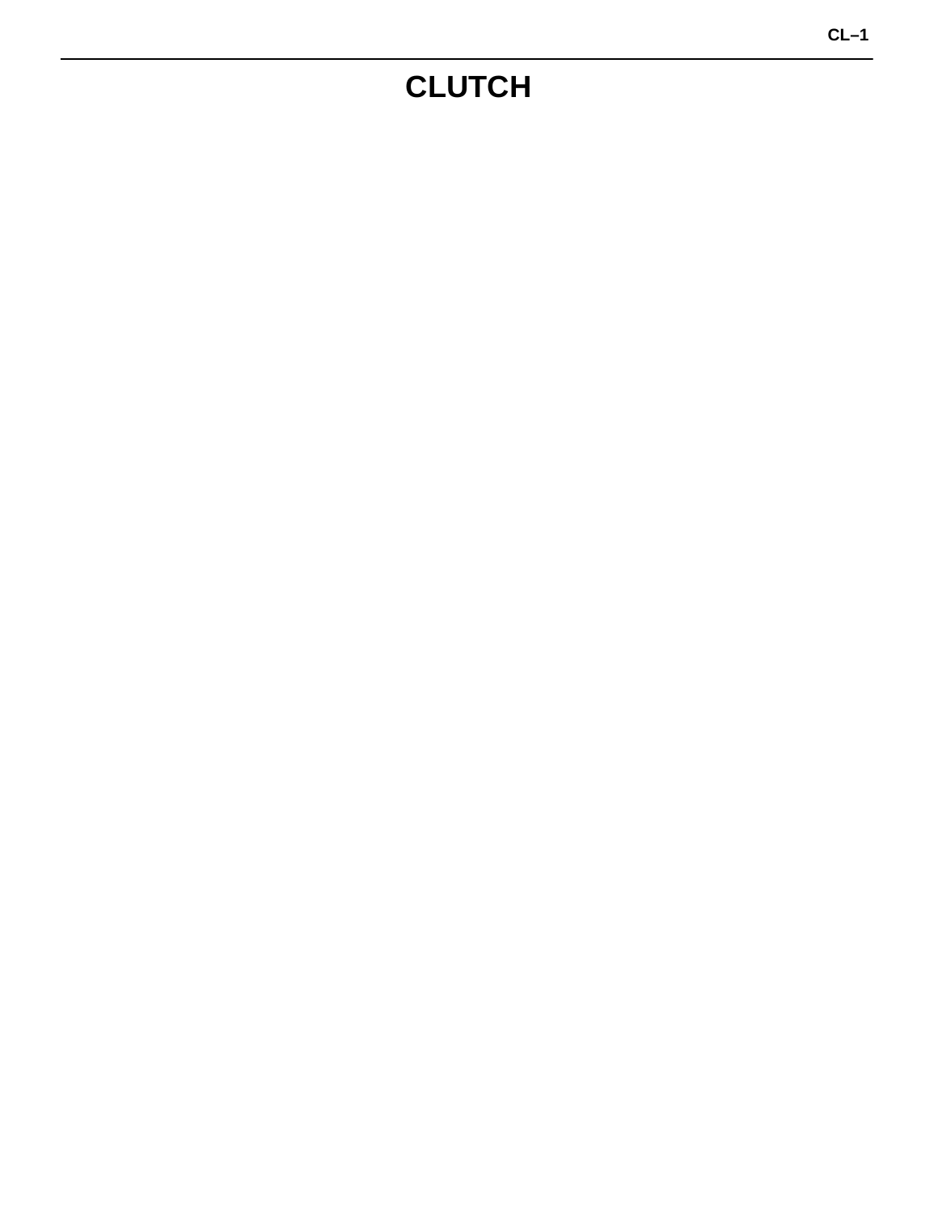# CLUTCH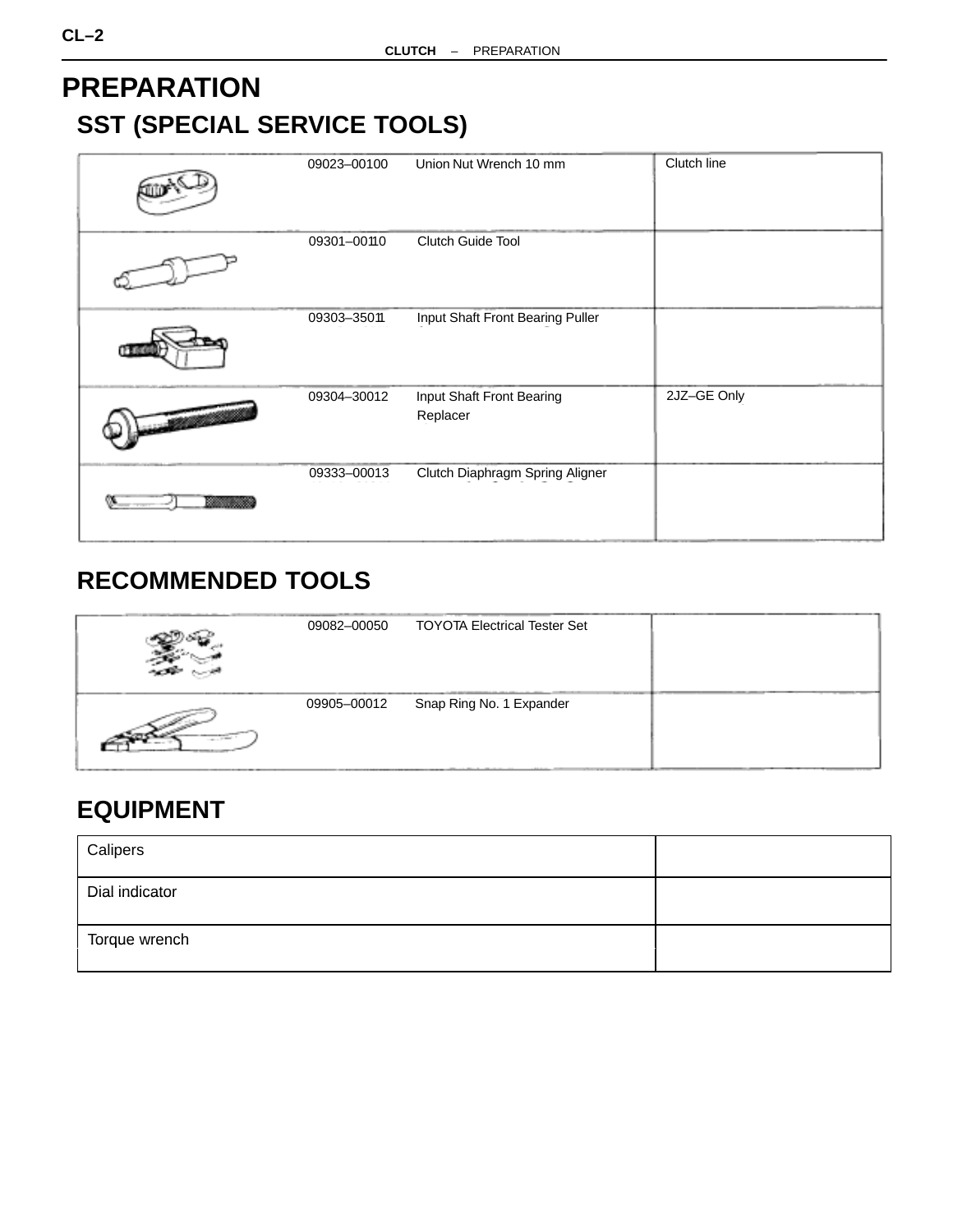# PREPARATION

## SST (SPECIAL SERVICE TOOLS)

| | | |
|---|---|---|
| | 09023–00100 Union Nut Wrench 10 mm | Clutch line |
| | 09301–00110 Clutch Guide Tool | |
| | 09303–35011 Input Shaft Front Bearing Puller | |
| | 09304–30012 Input Shaft Front Bearing Replacer | 2JZ–GE Only |
| | 09333–00013 Clutch Diaphragm Spring Aligner | |

## RECOMMENDED TOOLS

| | | |
|---|---|---|
| | 09082–00050 TOYOTA Electrical Tester Set | |
| | 09905–00012 Snap Ring No. 1 Expander | |

## EQUIPMENT

| | |
|---|---|
| Calipers | |
| Dial indicator | |
| Torque wrench | |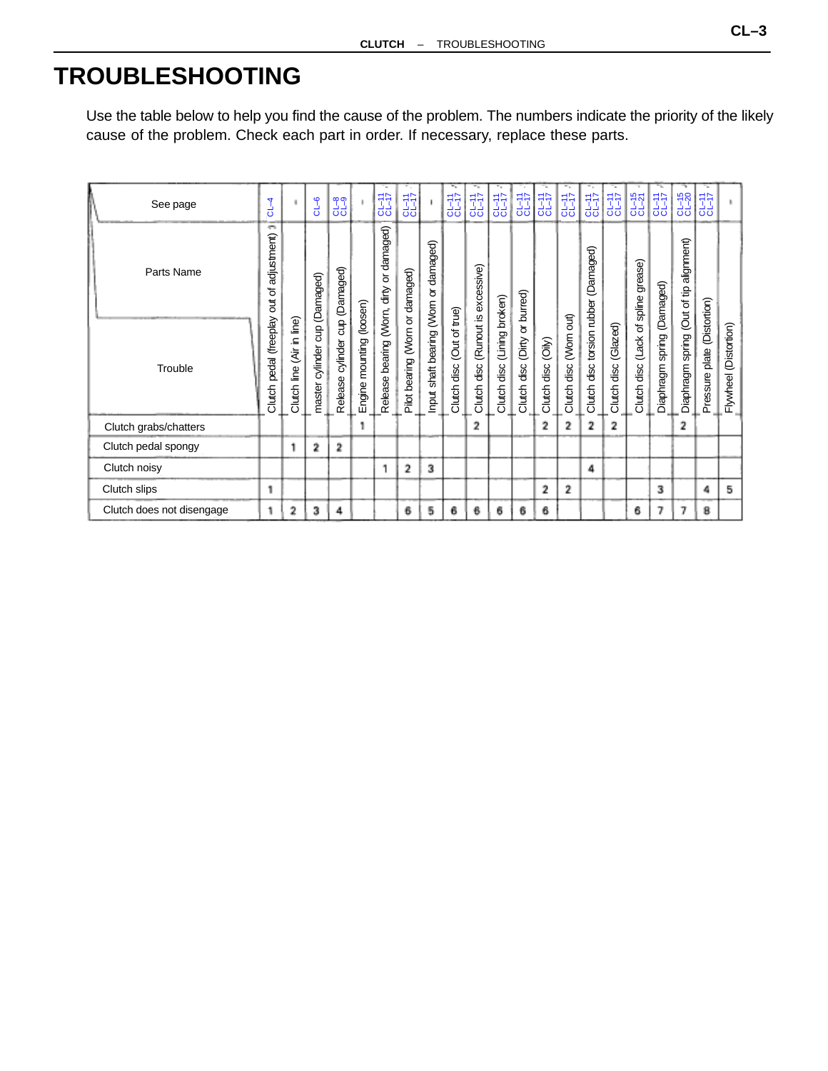# TROUBLESHOOTING

Use the table below to help you find the cause of the problem. The numbers indicate the priority of the likely cause of the problem. Check each part in order. If necessary, replace these parts.

| See page | CL–4 | – | CL–6 | CL–8 CL–9 | – | CL–11 CL–17 | CL–11 CL–17 | – | CL–11 CL–17 | CL–11 CL–17 | CL–11 CL–17 | CL–11 CL–17 | CL–11 CL–17 | CL–11 CL–17 | CL–11 CL–17 | CL–11 CL–17 | CL–15 CL–21 | CL–11 CL–17 | CL–15 CL–20 | CL–11 CL–17 | – |
|---|---|---|---|---|---|---|---|---|---|---|---|---|---|---|---|---|---|---|---|---|---|
| **Parts Name / Trouble** | Clutch pedal (freeplay out of adjustment) | Clutch line (Air in line) | master cylinder cup (Damaged) | Release cylinder cup (Damaged) | Engine mounting (loosen) | Release bearing (Worn, dirty or damaged) | Pilot bearing (Worn or damaged) | Input shaft bearing (Worn or damaged) | Clutch disc (Out of true) | Clutch disc (Runout is excessive) | Clutch disc (Lining broken) | Clutch disc (Dirty or burred) | Clutch disc (Oily) | Clutch disc (Worn out) | Clutch disc torsion rubber (Damaged) | Clutch disc (Glazed) | Clutch disc (Lack of spline grease) | Diaphragm spring (Damaged) | Diaphragm spring (Out of tip alignment) | Pressure plate (Distortion) | Flywheel (Distortion) |
| Clutch grabs/chatters | | | | | 1 | | | | | 2 | | | 2 | 2 | 2 | 2 | | | 2 | | |
| Clutch pedal spongy | | 1 | 2 | 2 | | | | | | | | | | | | | | | | | |
| Clutch noisy | | | | | | 1 | 2 | 3 | | | | | | | 4 | | | | | | |
| Clutch slips | 1 | | | | | | | | | | | | 2 | 2 | | | | 3 | | 4 | 5 |
| Clutch does not disengage | 1 | 2 | 3 | 4 | | | 6 | 5 | 6 | 6 | 6 | 6 | 6 | | | | 6 | 7 | 7 | 8 | |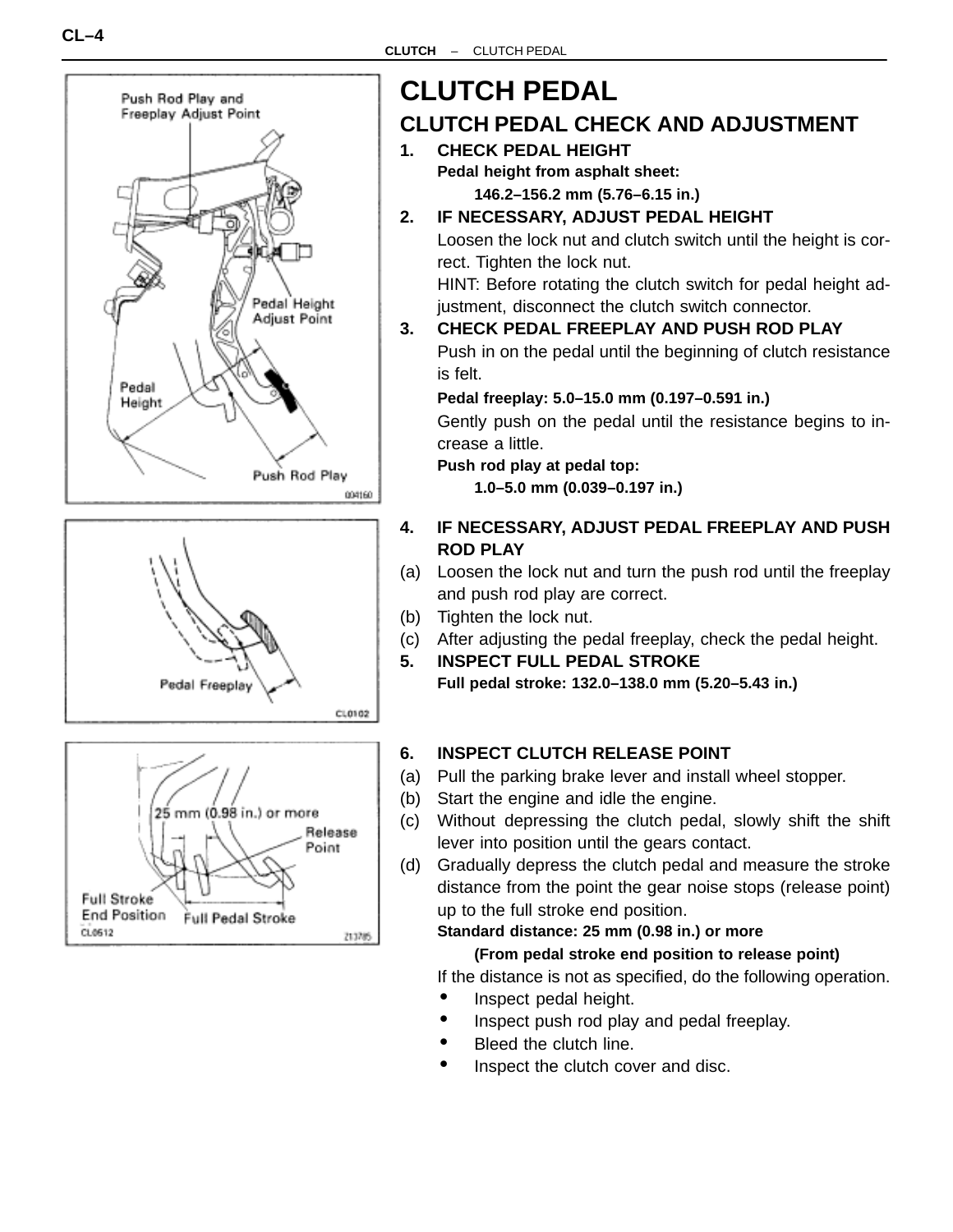# CLUTCH PEDAL

## CLUTCH PEDAL CHECK AND ADJUSTMENT

1. **CHECK PEDAL HEIGHT**

   **Pedal height from asphalt sheet:**

   **146.2–156.2 mm (5.76–6.15 in.)**

2. **IF NECESSARY, ADJUST PEDAL HEIGHT**

   Loosen the lock nut and clutch switch until the height is correct. Tighten the lock nut.

   HINT: Before rotating the clutch switch for pedal height adjustment, disconnect the clutch switch connector.

3. **CHECK PEDAL FREEPLAY AND PUSH ROD PLAY**

   Push in on the pedal until the beginning of clutch resistance is felt.

   **Pedal freeplay: 5.0–15.0 mm (0.197–0.591 in.)**

   Gently push on the pedal until the resistance begins to increase a little.

   **Push rod play at pedal top:**

   **1.0–5.0 mm (0.039–0.197 in.)**

4. **IF NECESSARY, ADJUST PEDAL FREEPLAY AND PUSH ROD PLAY**

   (a) Loosen the lock nut and turn the push rod until the freeplay and push rod play are correct.

   (b) Tighten the lock nut.

   (c) After adjusting the pedal freeplay, check the pedal height.

5. **INSPECT FULL PEDAL STROKE**

   **Full pedal stroke: 132.0–138.0 mm (5.20–5.43 in.)**

6. **INSPECT CLUTCH RELEASE POINT**

   (a) Pull the parking brake lever and install wheel stopper.

   (b) Start the engine and idle the engine.

   (c) Without depressing the clutch pedal, slowly shift the shift lever into position until the gears contact.

   (d) Gradually depress the clutch pedal and measure the stroke distance from the point the gear noise stops (release point) up to the full stroke end position.

   **Standard distance: 25 mm (0.98 in.) or more**

   **(From pedal stroke end position to release point)**

   If the distance is not as specified, do the following operation.

   - Inspect pedal height.
   - Inspect push rod play and pedal freeplay.
   - Bleed the clutch line.
   - Inspect the clutch cover and disc.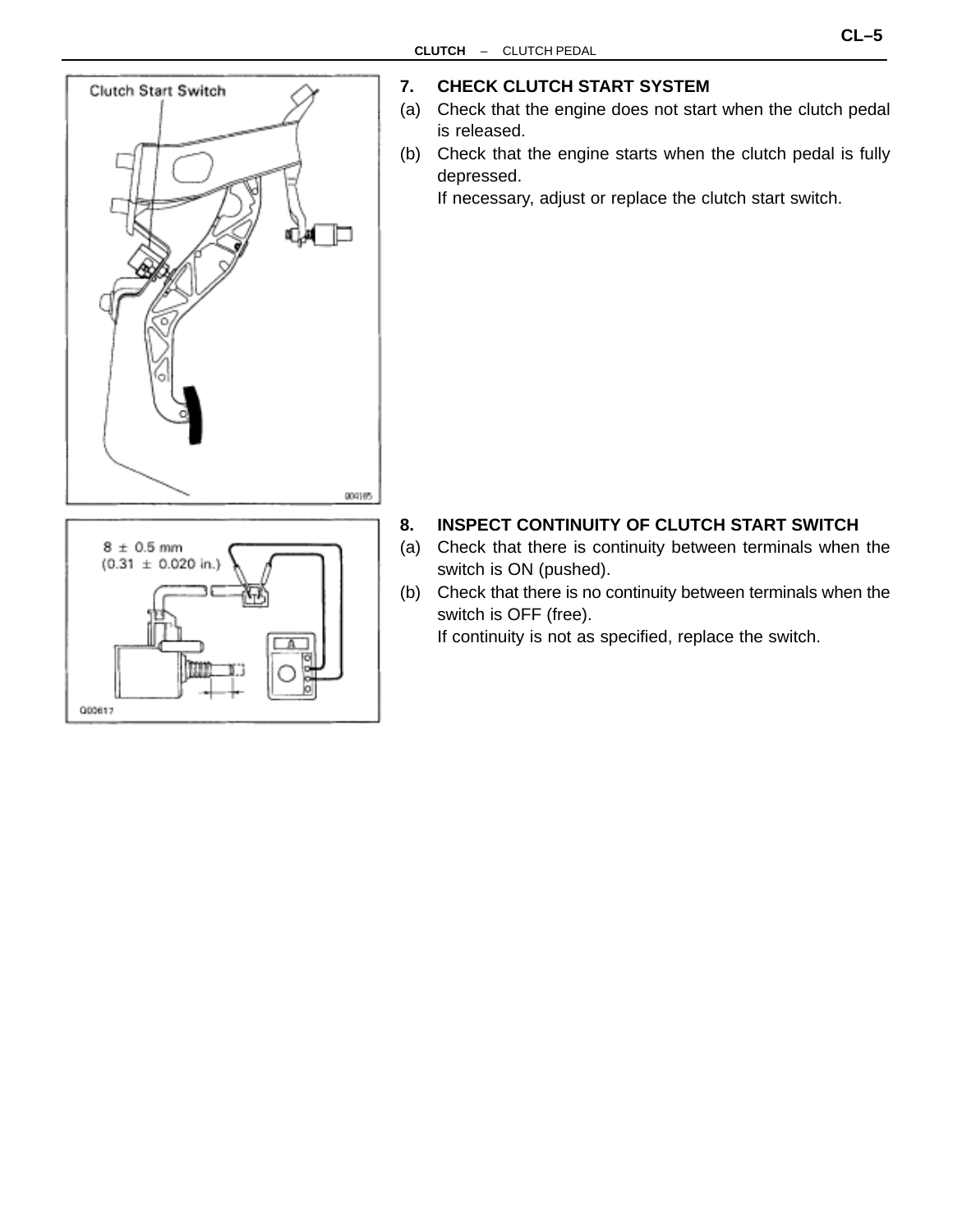### 7. CHECK CLUTCH START SYSTEM

(a) Check that the engine does not start when the clutch pedal is released.

(b) Check that the engine starts when the clutch pedal is fully depressed.
If necessary, adjust or replace the clutch start switch.

### 8. INSPECT CONTINUITY OF CLUTCH START SWITCH

(a) Check that there is continuity between terminals when the switch is ON (pushed).

(b) Check that there is no continuity between terminals when the switch is OFF (free).
If continuity is not as specified, replace the switch.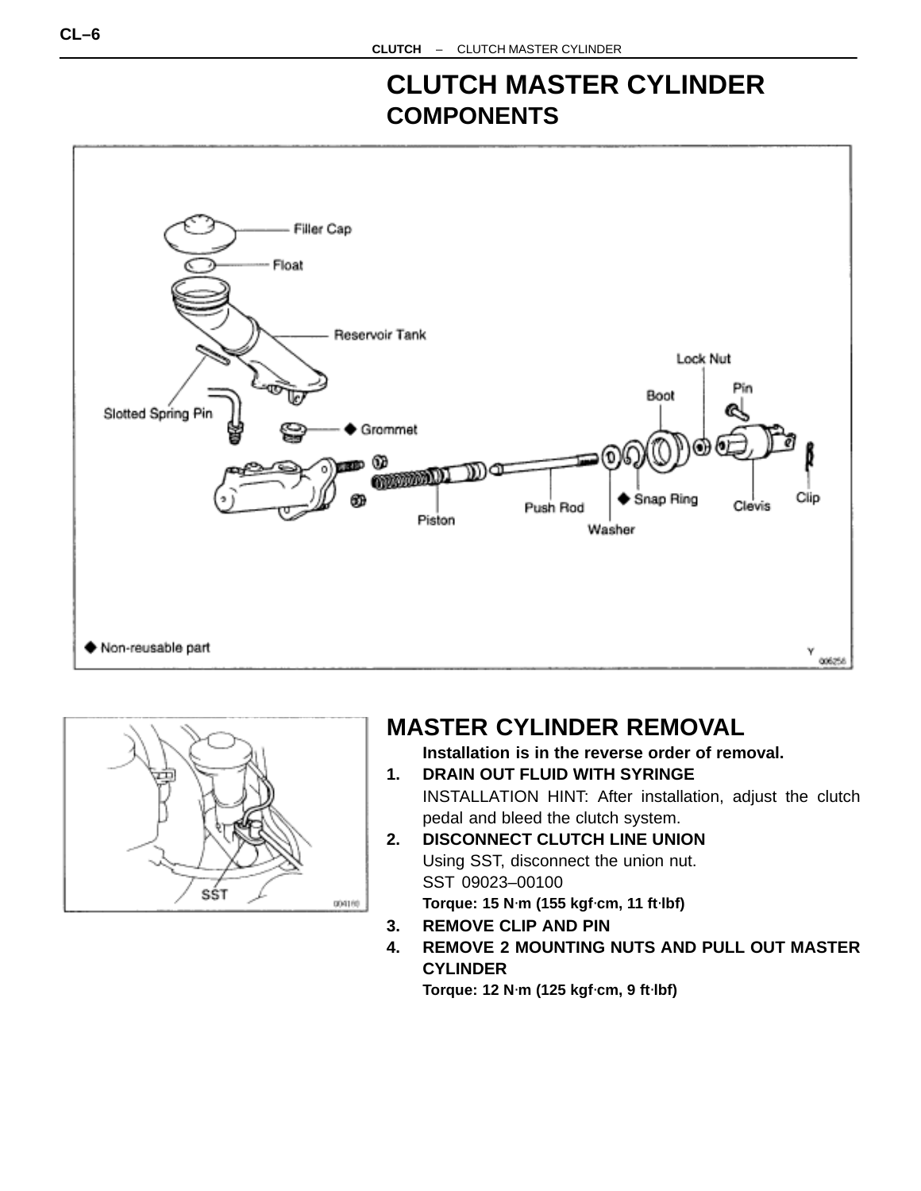# CLUTCH MASTER CYLINDER

## COMPONENTS

Filler Cap
Float
Reservoir Tank
Slotted Spring Pin
◆ Grommet
Piston
Push Rod
Washer
◆ Snap Ring
Boot
Lock Nut
Pin
Clevis
Clip

◆ Non-reusable part

## MASTER CYLINDER REMOVAL

**Installation is in the reverse order of removal.**

1. **DRAIN OUT FLUID WITH SYRINGE**
   INSTALLATION HINT: After installation, adjust the clutch pedal and bleed the clutch system.
2. **DISCONNECT CLUTCH LINE UNION**
   Using SST, disconnect the union nut.
   SST 09023–00100
   **Torque: 15 N·m (155 kgf·cm, 11 ft·lbf)**
3. **REMOVE CLIP AND PIN**
4. **REMOVE 2 MOUNTING NUTS AND PULL OUT MASTER CYLINDER**
   **Torque: 12 N·m (125 kgf·cm, 9 ft·lbf)**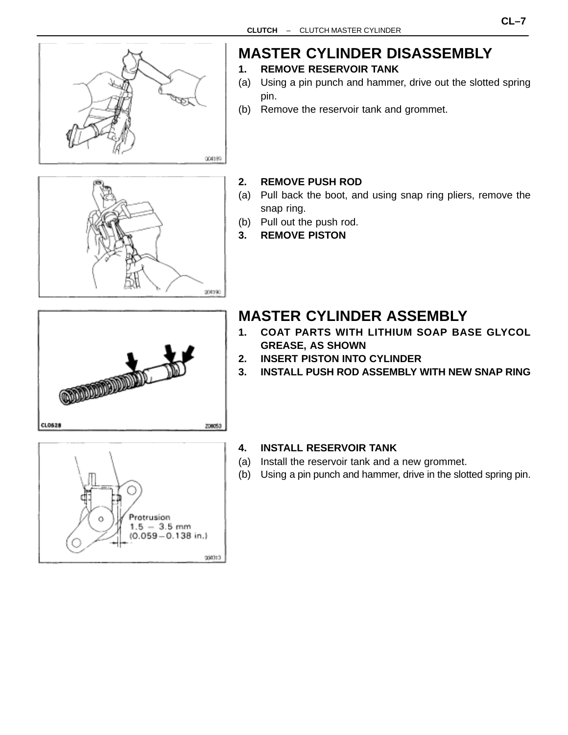## MASTER CYLINDER DISASSEMBLY

**1. REMOVE RESERVOIR TANK**

(a) Using a pin punch and hammer, drive out the slotted spring pin.

(b) Remove the reservoir tank and grommet.

**2. REMOVE PUSH ROD**

(a) Pull back the boot, and using snap ring pliers, remove the snap ring.

(b) Pull out the push rod.

**3. REMOVE PISTON**

## MASTER CYLINDER ASSEMBLY

**1. COAT PARTS WITH LITHIUM SOAP BASE GLYCOL GREASE, AS SHOWN**

**2. INSERT PISTON INTO CYLINDER**

**3. INSTALL PUSH ROD ASSEMBLY WITH NEW SNAP RING**

**4. INSTALL RESERVOIR TANK**

(a) Install the reservoir tank and a new grommet.

(b) Using a pin punch and hammer, drive in the slotted spring pin.

Protrusion
1.5 – 3.5 mm
(0.059 – 0.138 in.)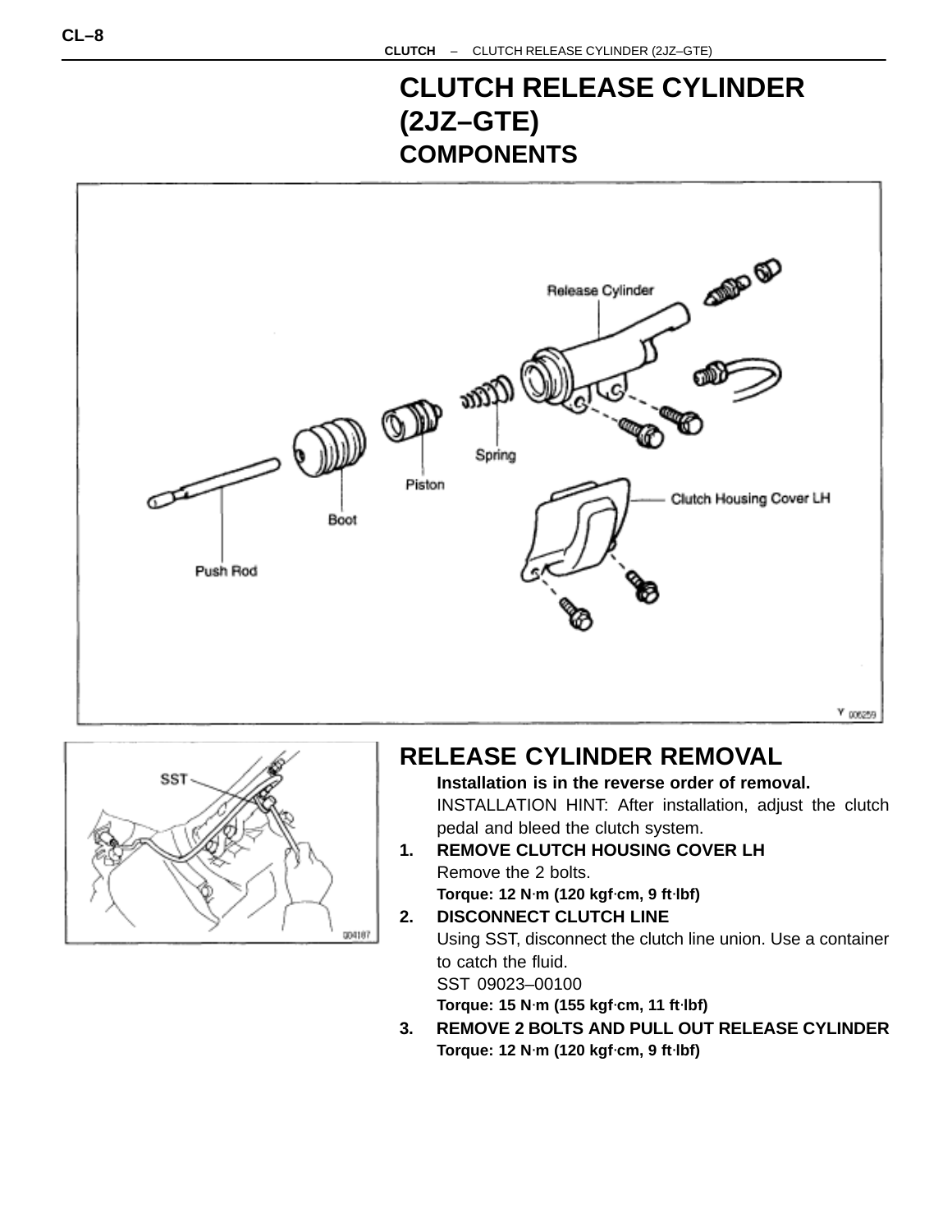# CLUTCH RELEASE CYLINDER (2JZ–GTE)

## COMPONENTS

## RELEASE CYLINDER REMOVAL

**Installation is in the reverse order of removal.**

INSTALLATION HINT: After installation, adjust the clutch pedal and bleed the clutch system.

1. **REMOVE CLUTCH HOUSING COVER LH**

   Remove the 2 bolts.

   **Torque: 12 N·m (120 kgf·cm, 9 ft·lbf)**

2. **DISCONNECT CLUTCH LINE**

   Using SST, disconnect the clutch line union. Use a container to catch the fluid.

   SST 09023–00100

   **Torque: 15 N·m (155 kgf·cm, 11 ft·lbf)**

3. **REMOVE 2 BOLTS AND PULL OUT RELEASE CYLINDER**

   **Torque: 12 N·m (120 kgf·cm, 9 ft·lbf)**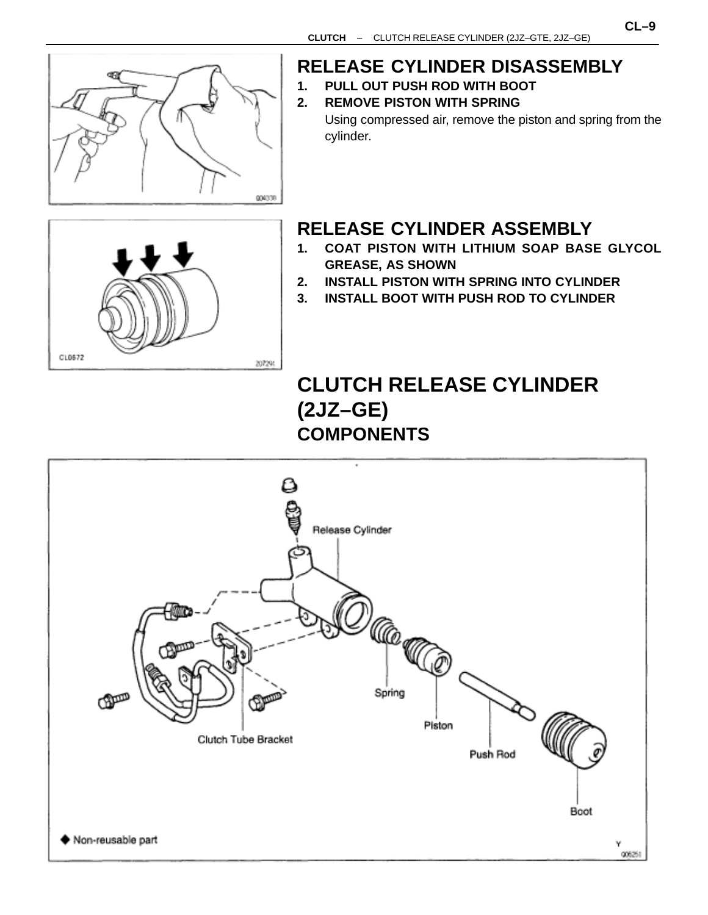## RELEASE CYLINDER DISASSEMBLY

1. **PULL OUT PUSH ROD WITH BOOT**
2. **REMOVE PISTON WITH SPRING**

   Using compressed air, remove the piston and spring from the cylinder.

## RELEASE CYLINDER ASSEMBLY

1. **COAT PISTON WITH LITHIUM SOAP BASE GLYCOL GREASE, AS SHOWN**
2. **INSTALL PISTON WITH SPRING INTO CYLINDER**
3. **INSTALL BOOT WITH PUSH ROD TO CYLINDER**

# CLUTCH RELEASE CYLINDER (2JZ–GE)

## COMPONENTS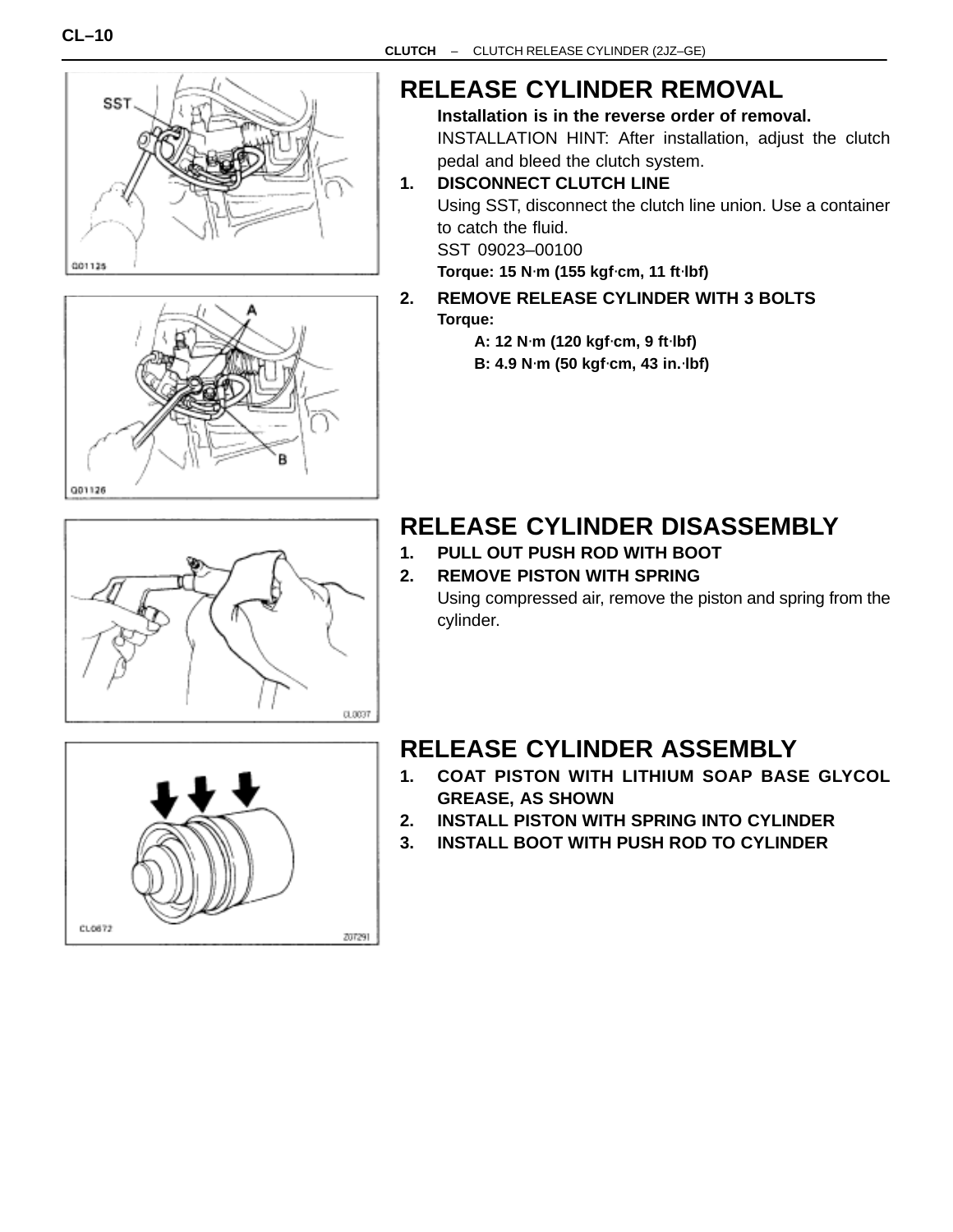## RELEASE CYLINDER REMOVAL

**Installation is in the reverse order of removal.**

INSTALLATION HINT: After installation, adjust the clutch pedal and bleed the clutch system.

1. **DISCONNECT CLUTCH LINE**

   Using SST, disconnect the clutch line union. Use a container to catch the fluid.

   SST 09023–00100

   **Torque: 15 N·m (155 kgf·cm, 11 ft·lbf)**

2. **REMOVE RELEASE CYLINDER WITH 3 BOLTS**

   **Torque:**

   **A: 12 N·m (120 kgf·cm, 9 ft·lbf)**

   **B: 4.9 N·m (50 kgf·cm, 43 in.·lbf)**

## RELEASE CYLINDER DISASSEMBLY

1. **PULL OUT PUSH ROD WITH BOOT**
2. **REMOVE PISTON WITH SPRING**

   Using compressed air, remove the piston and spring from the cylinder.

## RELEASE CYLINDER ASSEMBLY

1. **COAT PISTON WITH LITHIUM SOAP BASE GLYCOL GREASE, AS SHOWN**
2. **INSTALL PISTON WITH SPRING INTO CYLINDER**
3. **INSTALL BOOT WITH PUSH ROD TO CYLINDER**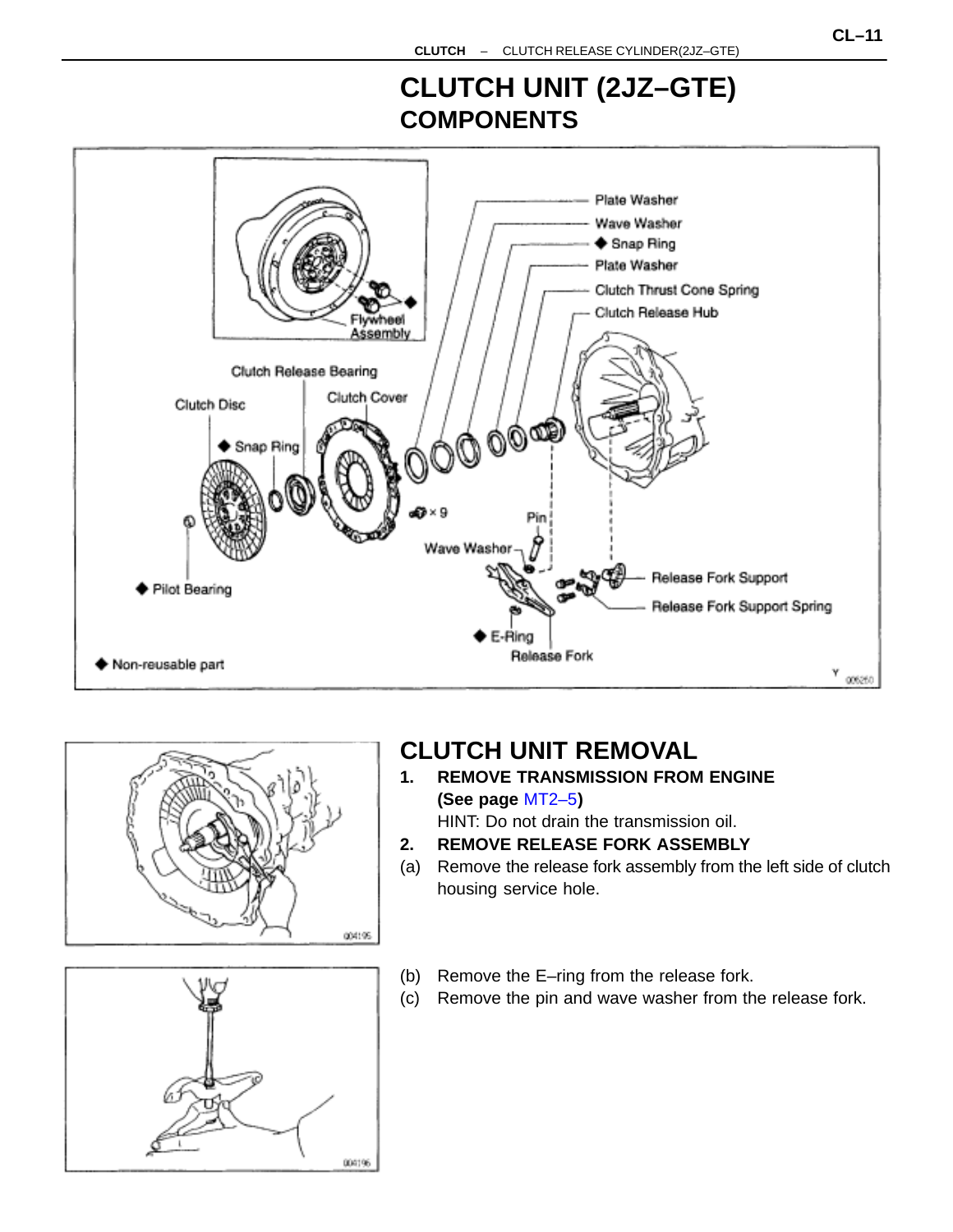# CLUTCH UNIT (2JZ–GTE)

## COMPONENTS

Plate Washer
Wave Washer
◆ Snap Ring
Plate Washer
Clutch Thrust Cone Spring
Clutch Release Hub
Flywheel Assembly
Clutch Release Bearing
Clutch Disc
Clutch Cover
◆ Snap Ring
× 9
Pin
Wave Washer
Release Fork Support
Release Fork Support Spring
◆ Pilot Bearing
◆ E–Ring
Release Fork
◆ Non–reusable part

## CLUTCH UNIT REMOVAL

1. **REMOVE TRANSMISSION FROM ENGINE (See page MT2–5)**

   HINT: Do not drain the transmission oil.

2. **REMOVE RELEASE FORK ASSEMBLY**

(a) Remove the release fork assembly from the left side of clutch housing service hole.

(b) Remove the E–ring from the release fork.

(c) Remove the pin and wave washer from the release fork.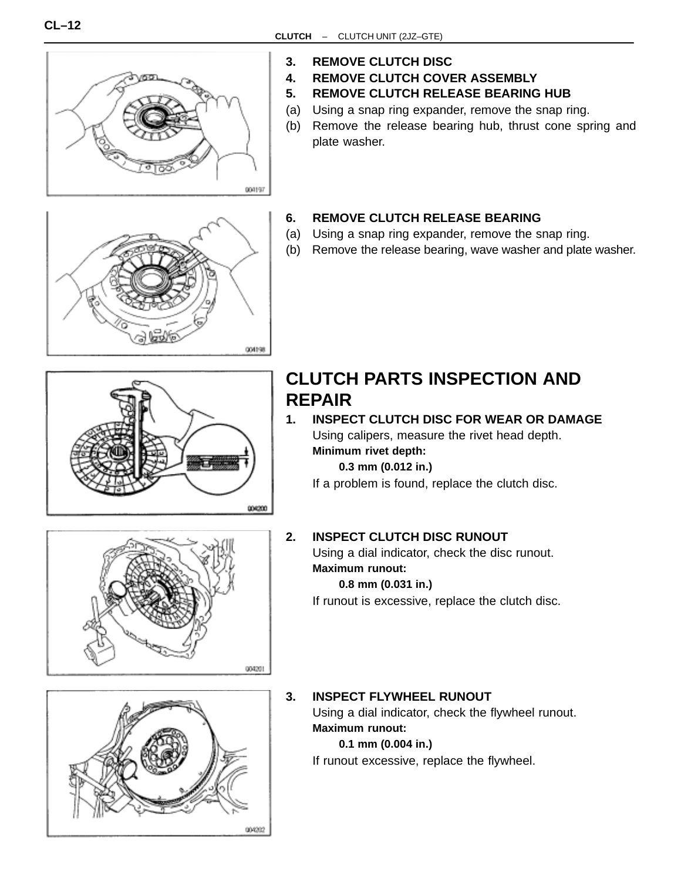3. **REMOVE CLUTCH DISC**
4. **REMOVE CLUTCH COVER ASSEMBLY**
5. **REMOVE CLUTCH RELEASE BEARING HUB**

(a) Using a snap ring expander, remove the snap ring.
(b) Remove the release bearing hub, thrust cone spring and plate washer.

6. **REMOVE CLUTCH RELEASE BEARING**

(a) Using a snap ring expander, remove the snap ring.
(b) Remove the release bearing, wave washer and plate washer.

## CLUTCH PARTS INSPECTION AND REPAIR

1. **INSPECT CLUTCH DISC FOR WEAR OR DAMAGE**

   Using calipers, measure the rivet head depth.

   **Minimum rivet depth:**

   **0.3 mm (0.012 in.)**

   If a problem is found, replace the clutch disc.

2. **INSPECT CLUTCH DISC RUNOUT**

   Using a dial indicator, check the disc runout.

   **Maximum runout:**

   **0.8 mm (0.031 in.)**

   If runout is excessive, replace the clutch disc.

3. **INSPECT FLYWHEEL RUNOUT**

   Using a dial indicator, check the flywheel runout.

   **Maximum runout:**

   **0.1 mm (0.004 in.)**

   If runout excessive, replace the flywheel.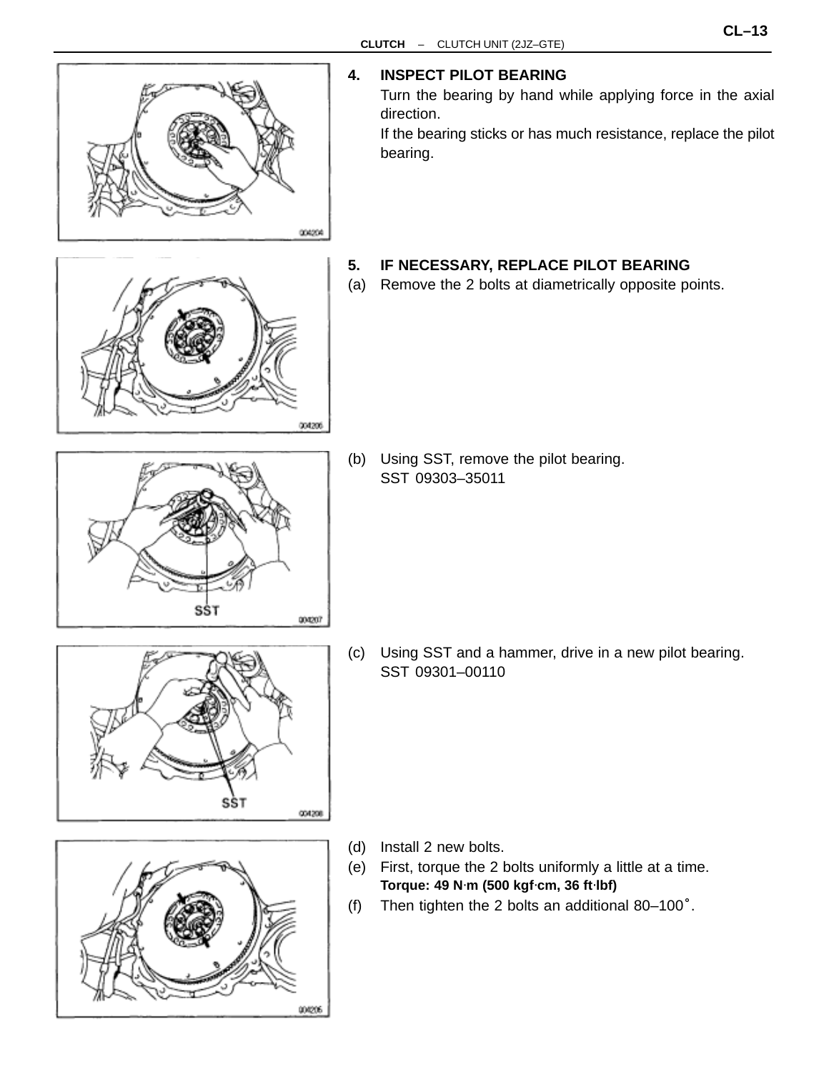4. **INSPECT PILOT BEARING**

   Turn the bearing by hand while applying force in the axial direction.

   If the bearing sticks or has much resistance, replace the pilot bearing.

5. **IF NECESSARY, REPLACE PILOT BEARING**

(a) Remove the 2 bolts at diametrically opposite points.

(b) Using SST, remove the pilot bearing.
SST 09303–35011

(c) Using SST and a hammer, drive in a new pilot bearing.
SST 09301–00110

(d) Install 2 new bolts.

(e) First, torque the 2 bolts uniformly a little at a time.
**Torque: 49 N·m (500 kgf·cm, 36 ft·lbf)**

(f) Then tighten the 2 bolts an additional 80–100°.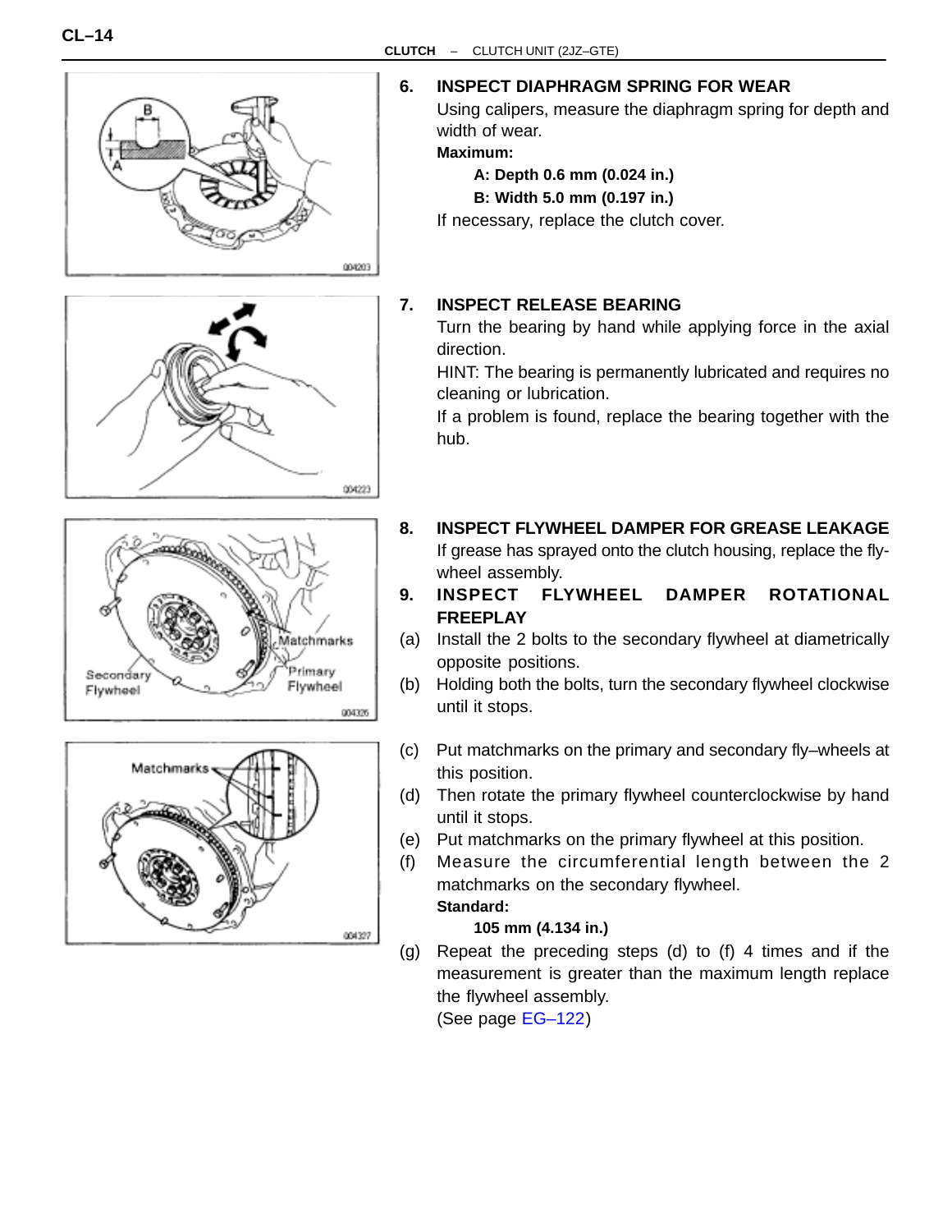6. **INSPECT DIAPHRAGM SPRING FOR WEAR**

Using calipers, measure the diaphragm spring for depth and width of wear.

**Maximum:**

**A: Depth 0.6 mm (0.024 in.)**

**B: Width 5.0 mm (0.197 in.)**

If necessary, replace the clutch cover.

7. **INSPECT RELEASE BEARING**

Turn the bearing by hand while applying force in the axial direction.

HINT: The bearing is permanently lubricated and requires no cleaning or lubrication.

If a problem is found, replace the bearing together with the hub.

8. **INSPECT FLYWHEEL DAMPER FOR GREASE LEAKAGE**

If grease has sprayed onto the clutch housing, replace the flywheel assembly.

9. **INSPECT FLYWHEEL DAMPER ROTATIONAL FREEPLAY**

(a) Install the 2 bolts to the secondary flywheel at diametrically opposite positions.

(b) Holding both the bolts, turn the secondary flywheel clockwise until it stops.

(c) Put matchmarks on the primary and secondary fly–wheels at this position.

(d) Then rotate the primary flywheel counterclockwise by hand until it stops.

(e) Put matchmarks on the primary flywheel at this position.

(f) Measure the circumferential length between the 2 matchmarks on the secondary flywheel.

**Standard:**

**105 mm (4.134 in.)**

(g) Repeat the preceding steps (d) to (f) 4 times and if the measurement is greater than the maximum length replace the flywheel assembly.

(See page EG–122)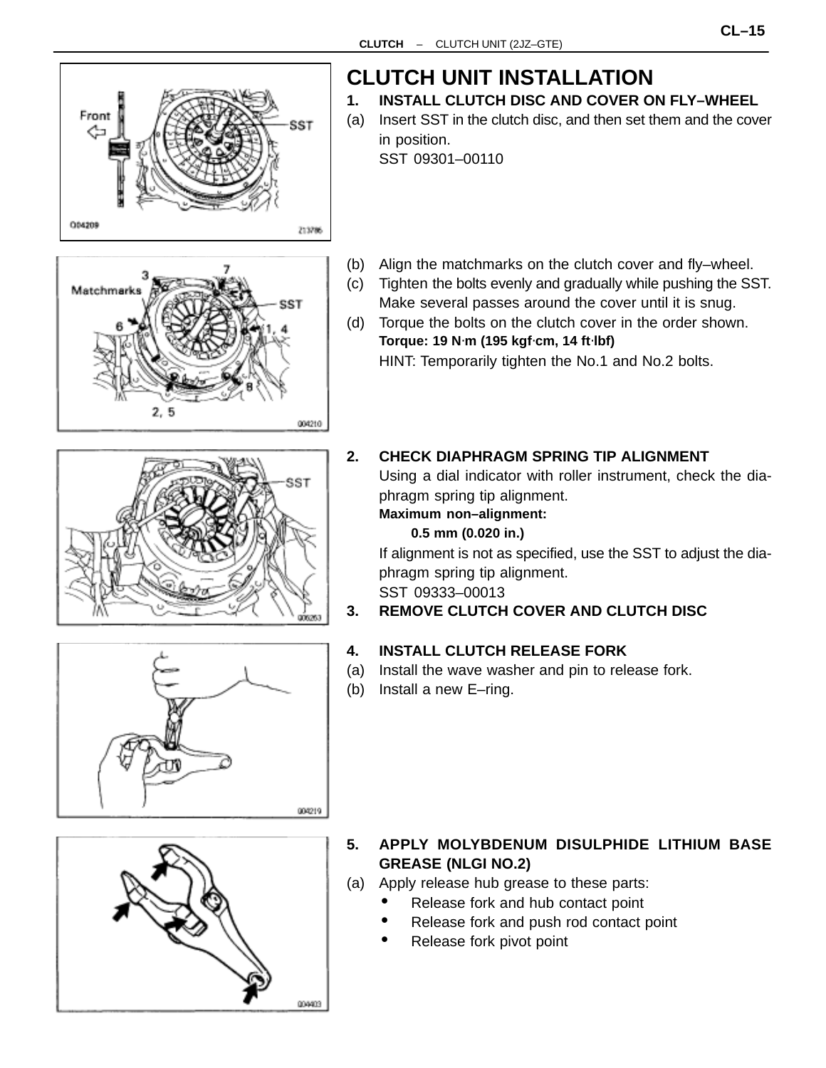# CLUTCH UNIT INSTALLATION

1. **INSTALL CLUTCH DISC AND COVER ON FLY–WHEEL**

(a) Insert SST in the clutch disc, and then set them and the cover in position.
SST 09301–00110

(b) Align the matchmarks on the clutch cover and fly–wheel.

(c) Tighten the bolts evenly and gradually while pushing the SST. Make several passes around the cover until it is snug.

(d) Torque the bolts on the clutch cover in the order shown.
**Torque: 19 N·m (195 kgf·cm, 14 ft·lbf)**
HINT: Temporarily tighten the No.1 and No.2 bolts.

2. **CHECK DIAPHRAGM SPRING TIP ALIGNMENT**
Using a dial indicator with roller instrument, check the diaphragm spring tip alignment.
**Maximum non–alignment:**
**0.5 mm (0.020 in.)**
If alignment is not as specified, use the SST to adjust the diaphragm spring tip alignment.
SST 09333–00013

3. **REMOVE CLUTCH COVER AND CLUTCH DISC**

4. **INSTALL CLUTCH RELEASE FORK**

(a) Install the wave washer and pin to release fork.

(b) Install a new E–ring.

5. **APPLY MOLYBDENUM DISULPHIDE LITHIUM BASE GREASE (NLGI NO.2)**

(a) Apply release hub grease to these parts:
- Release fork and hub contact point
- Release fork and push rod contact point
- Release fork pivot point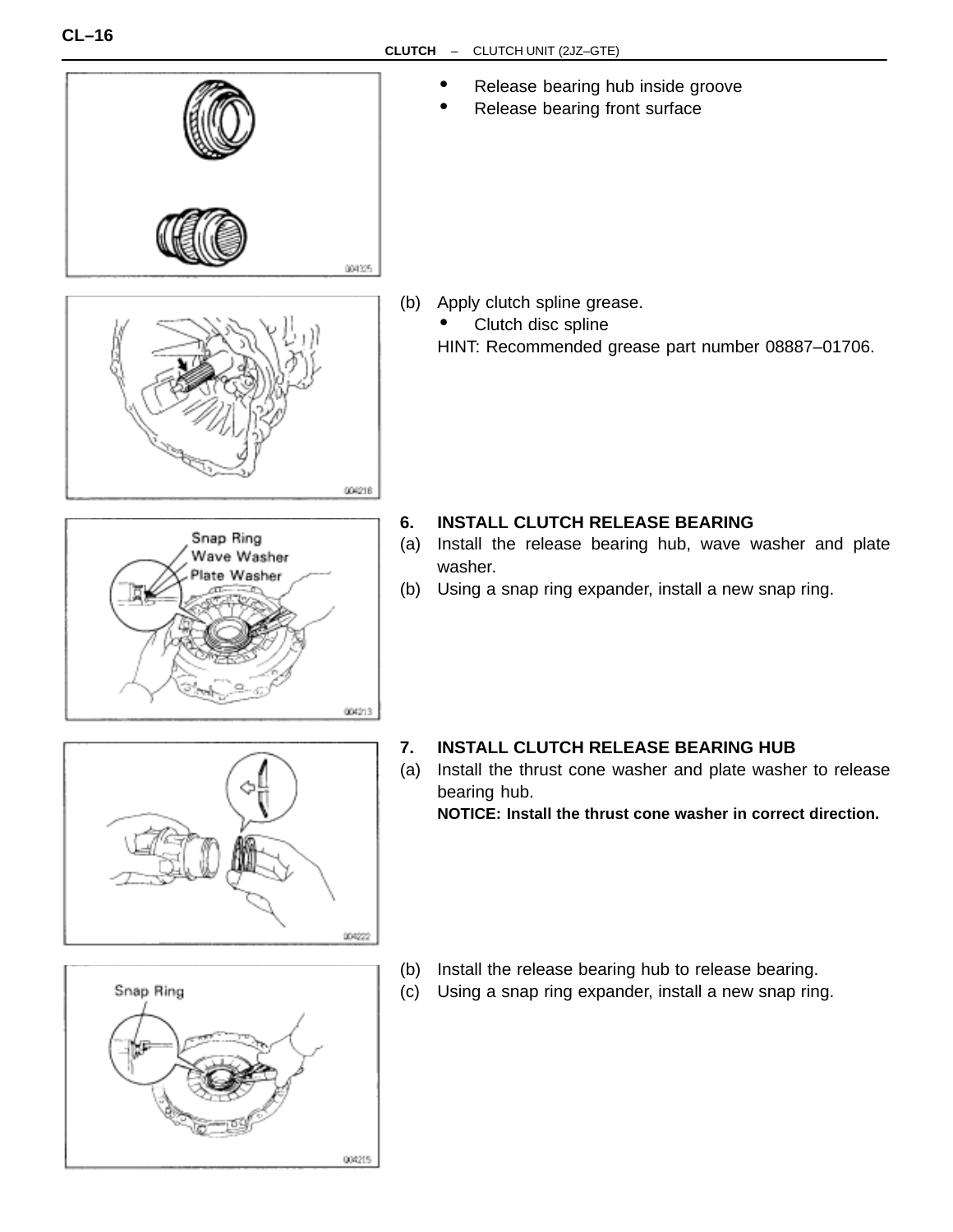- Release bearing hub inside groove
- Release bearing front surface

(b) Apply clutch spline grease.
- Clutch disc spline

HINT: Recommended grease part number 08887–01706.

## 6. INSTALL CLUTCH RELEASE BEARING

(a) Install the release bearing hub, wave washer and plate washer.

(b) Using a snap ring expander, install a new snap ring.

## 7. INSTALL CLUTCH RELEASE BEARING HUB

(a) Install the thrust cone washer and plate washer to release bearing hub.

**NOTICE: Install the thrust cone washer in correct direction.**

(b) Install the release bearing hub to release bearing.

(c) Using a snap ring expander, install a new snap ring.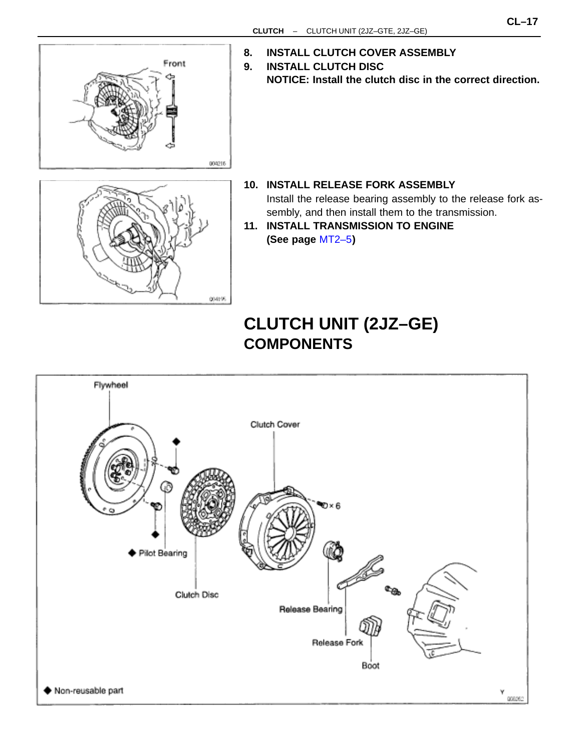8. **INSTALL CLUTCH COVER ASSEMBLY**
9. **INSTALL CLUTCH DISC**
   **NOTICE: Install the clutch disc in the correct direction.**

10. **INSTALL RELEASE FORK ASSEMBLY**
    Install the release bearing assembly to the release fork assembly, and then install them to the transmission.
11. **INSTALL TRANSMISSION TO ENGINE**
    **(See page MT2–5)**

# CLUTCH UNIT (2JZ–GE)

## COMPONENTS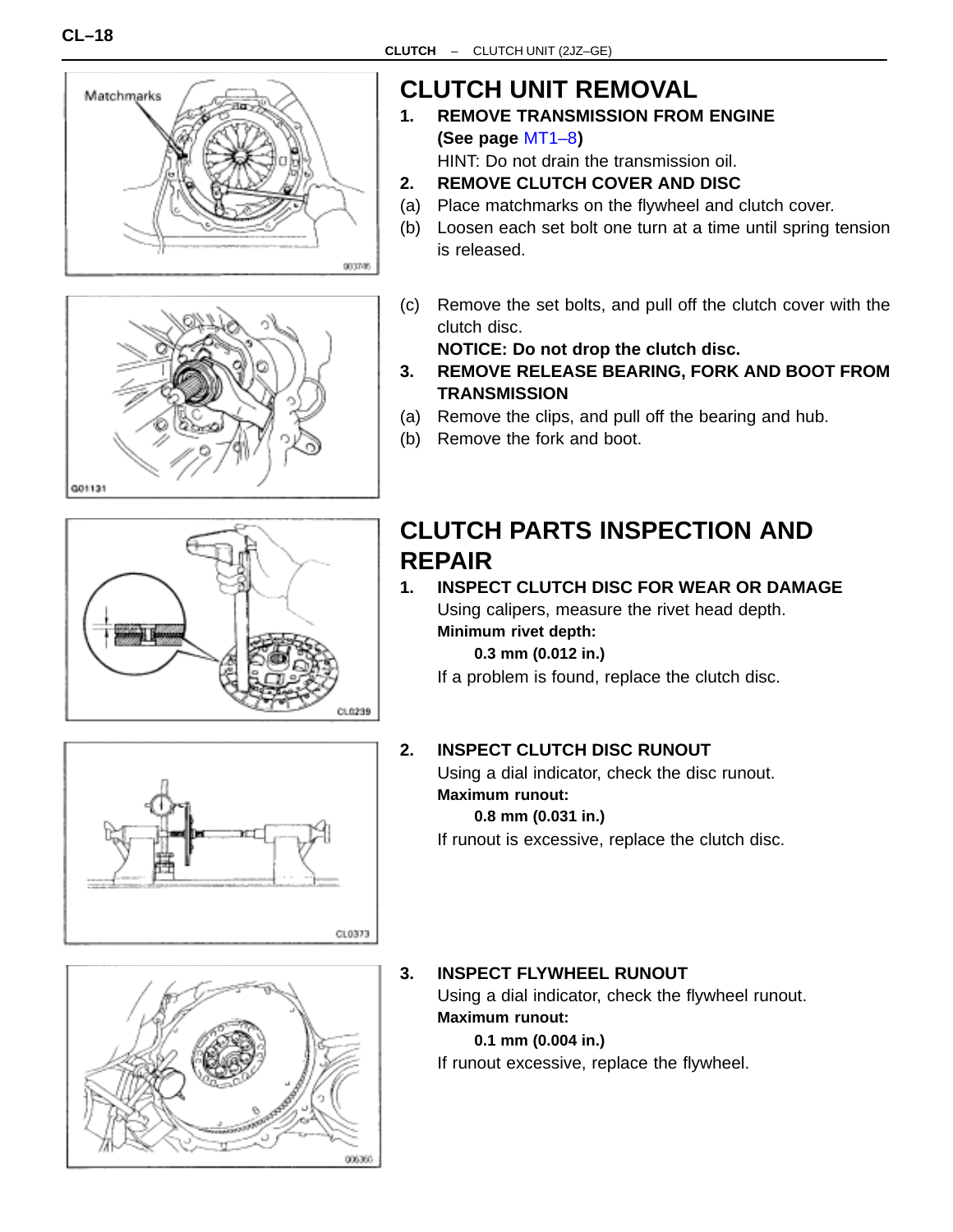# CLUTCH UNIT REMOVAL

1. **REMOVE TRANSMISSION FROM ENGINE (See page MT1–8)**
   HINT: Do not drain the transmission oil.
2. **REMOVE CLUTCH COVER AND DISC**
   (a) Place matchmarks on the flywheel and clutch cover.
   (b) Loosen each set bolt one turn at a time until spring tension is released.
   (c) Remove the set bolts, and pull off the clutch cover with the clutch disc.
   **NOTICE: Do not drop the clutch disc.**
3. **REMOVE RELEASE BEARING, FORK AND BOOT FROM TRANSMISSION**
   (a) Remove the clips, and pull off the bearing and hub.
   (b) Remove the fork and boot.

# CLUTCH PARTS INSPECTION AND REPAIR

1. **INSPECT CLUTCH DISC FOR WEAR OR DAMAGE**
   Using calipers, measure the rivet head depth.
   **Minimum rivet depth:**
   **0.3 mm (0.012 in.)**
   If a problem is found, replace the clutch disc.
2. **INSPECT CLUTCH DISC RUNOUT**
   Using a dial indicator, check the disc runout.
   **Maximum runout:**
   **0.8 mm (0.031 in.)**
   If runout is excessive, replace the clutch disc.
3. **INSPECT FLYWHEEL RUNOUT**
   Using a dial indicator, check the flywheel runout.
   **Maximum runout:**
   **0.1 mm (0.004 in.)**
   If runout excessive, replace the flywheel.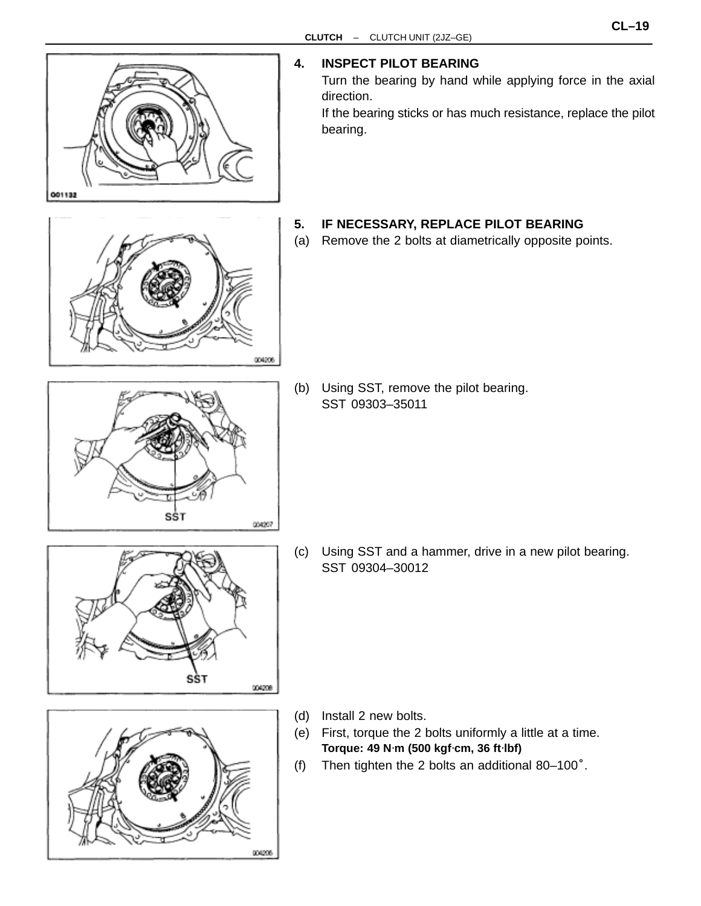### 4. INSPECT PILOT BEARING

Turn the bearing by hand while applying force in the axial direction.

If the bearing sticks or has much resistance, replace the pilot bearing.

### 5. IF NECESSARY, REPLACE PILOT BEARING

(a) Remove the 2 bolts at diametrically opposite points.

(b) Using SST, remove the pilot bearing.
SST 09303–35011

(c) Using SST and a hammer, drive in a new pilot bearing.
SST 09304–30012

(d) Install 2 new bolts.

(e) First, torque the 2 bolts uniformly a little at a time.
**Torque: 49 N·m (500 kgf·cm, 36 ft·lbf)**

(f) Then tighten the 2 bolts an additional 80–100°.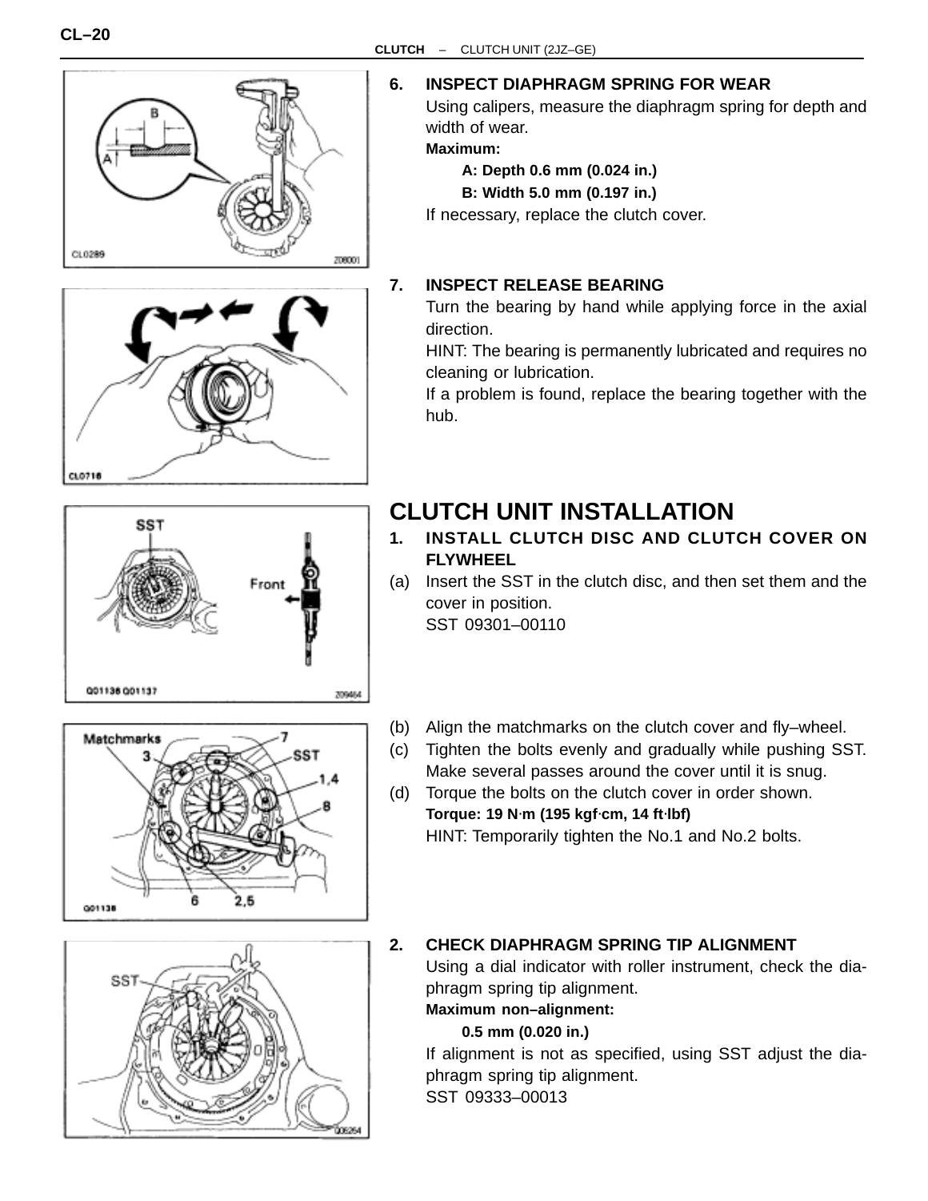6. **INSPECT DIAPHRAGM SPRING FOR WEAR**

Using calipers, measure the diaphragm spring for depth and width of wear.

**Maximum:**

**A: Depth 0.6 mm (0.024 in.)**

**B: Width 5.0 mm (0.197 in.)**

If necessary, replace the clutch cover.

7. **INSPECT RELEASE BEARING**

Turn the bearing by hand while applying force in the axial direction.

HINT: The bearing is permanently lubricated and requires no cleaning or lubrication.

If a problem is found, replace the bearing together with the hub.

## CLUTCH UNIT INSTALLATION

1. **INSTALL CLUTCH DISC AND CLUTCH COVER ON FLYWHEEL**

(a) Insert the SST in the clutch disc, and then set them and the cover in position.
SST 09301–00110

(b) Align the matchmarks on the clutch cover and fly–wheel.

(c) Tighten the bolts evenly and gradually while pushing SST. Make several passes around the cover until it is snug.

(d) Torque the bolts on the clutch cover in order shown.
**Torque: 19 N·m (195 kgf·cm, 14 ft·lbf)**
HINT: Temporarily tighten the No.1 and No.2 bolts.

2. **CHECK DIAPHRAGM SPRING TIP ALIGNMENT**

Using a dial indicator with roller instrument, check the diaphragm spring tip alignment.

**Maximum non–alignment:**

**0.5 mm (0.020 in.)**

If alignment is not as specified, using SST adjust the diaphragm spring tip alignment.
SST 09333–00013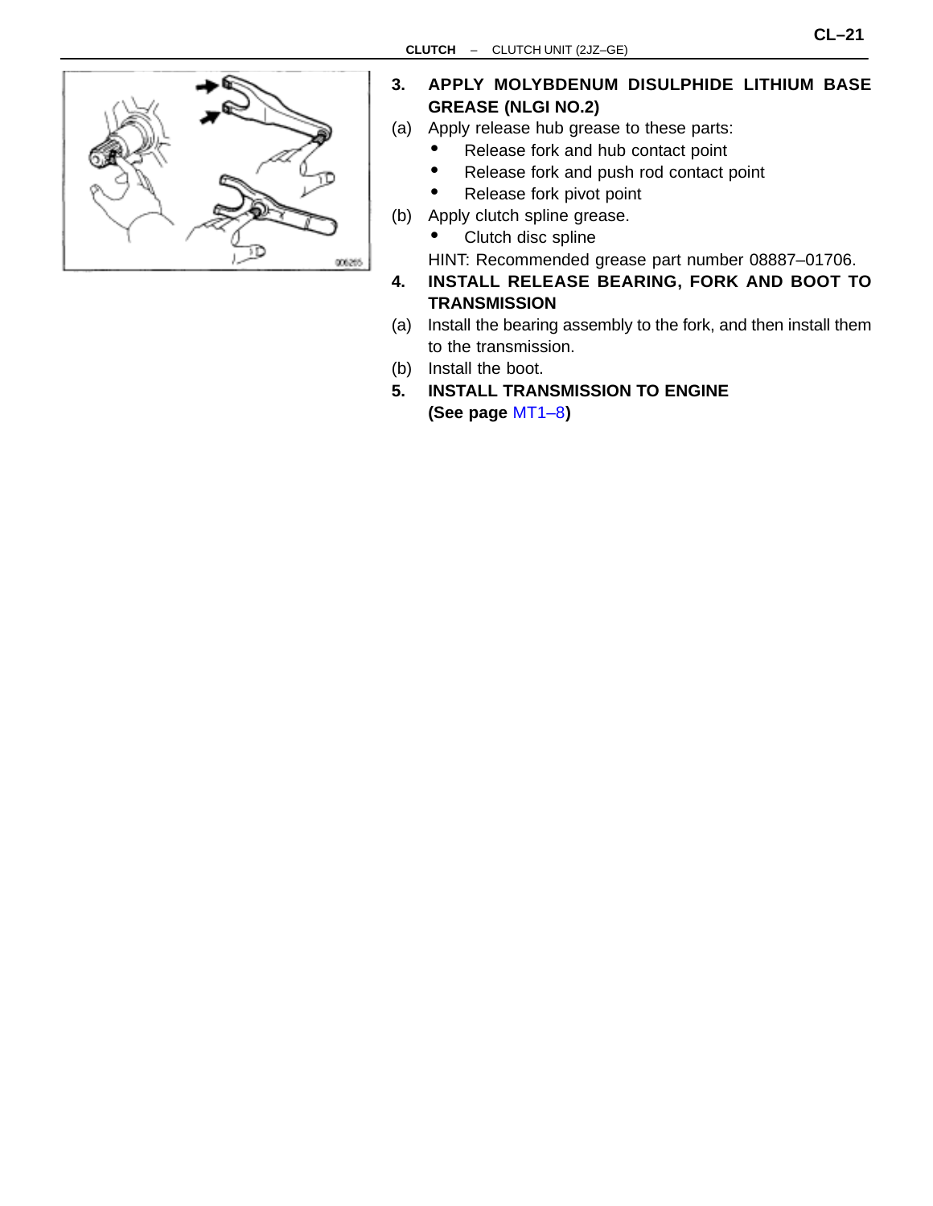**3. APPLY MOLYBDENUM DISULPHIDE LITHIUM BASE GREASE (NLGI NO.2)**

(a) Apply release hub grease to these parts:

- Release fork and hub contact point
- Release fork and push rod contact point
- Release fork pivot point

(b) Apply clutch spline grease.

- Clutch disc spline

HINT: Recommended grease part number 08887–01706.

**4. INSTALL RELEASE BEARING, FORK AND BOOT TO TRANSMISSION**

(a) Install the bearing assembly to the fork, and then install them to the transmission.

(b) Install the boot.

**5. INSTALL TRANSMISSION TO ENGINE**
**(See page MT1–8)**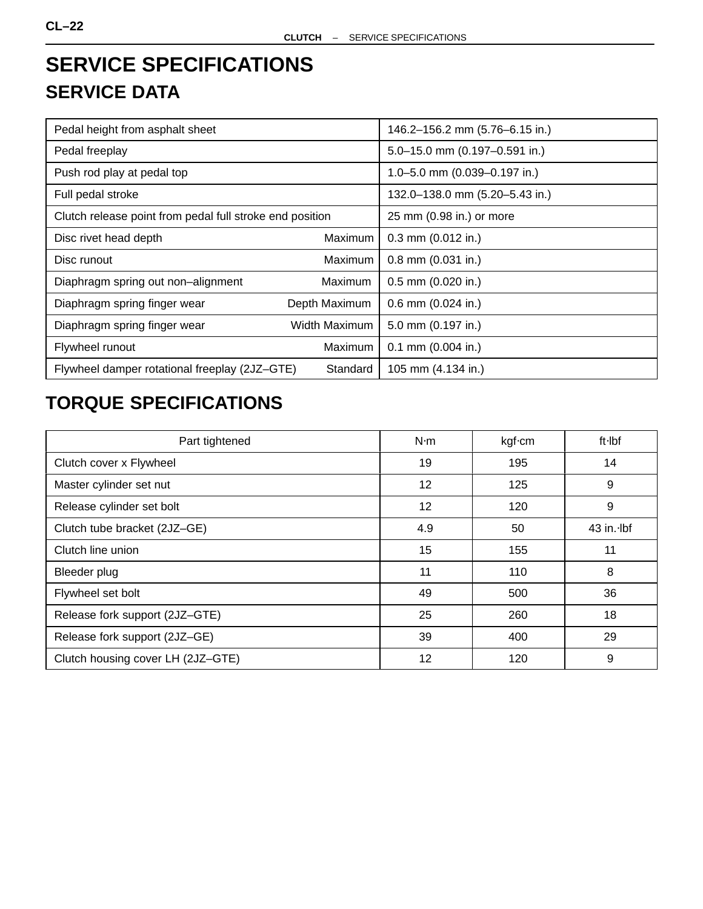# SERVICE SPECIFICATIONS

## SERVICE DATA

| | | |
|---|---|---|
| Pedal height from asphalt sheet | | 146.2–156.2 mm (5.76–6.15 in.) |
| Pedal freeplay | | 5.0–15.0 mm (0.197–0.591 in.) |
| Push rod play at pedal top | | 1.0–5.0 mm (0.039–0.197 in.) |
| Full pedal stroke | | 132.0–138.0 mm (5.20–5.43 in.) |
| Clutch release point from pedal full stroke end position | | 25 mm (0.98 in.) or more |
| Disc rivet head depth | Maximum | 0.3 mm (0.012 in.) |
| Disc runout | Maximum | 0.8 mm (0.031 in.) |
| Diaphragm spring out non–alignment | Maximum | 0.5 mm (0.020 in.) |
| Diaphragm spring finger wear | Depth Maximum | 0.6 mm (0.024 in.) |
| Diaphragm spring finger wear | Width Maximum | 5.0 mm (0.197 in.) |
| Flywheel runout | Maximum | 0.1 mm (0.004 in.) |
| Flywheel damper rotational freeplay (2JZ–GTE) | Standard | 105 mm (4.134 in.) |

## TORQUE SPECIFICATIONS

| Part tightened | N·m | kgf·cm | ft·lbf |
|---|---|---|---|
| Clutch cover x Flywheel | 19 | 195 | 14 |
| Master cylinder set nut | 12 | 125 | 9 |
| Release cylinder set bolt | 12 | 120 | 9 |
| Clutch tube bracket (2JZ–GE) | 4.9 | 50 | 43 in.·lbf |
| Clutch line union | 15 | 155 | 11 |
| Bleeder plug | 11 | 110 | 8 |
| Flywheel set bolt | 49 | 500 | 36 |
| Release fork support (2JZ–GTE) | 25 | 260 | 18 |
| Release fork support (2JZ–GE) | 39 | 400 | 29 |
| Clutch housing cover LH (2JZ–GTE) | 12 | 120 | 9 |